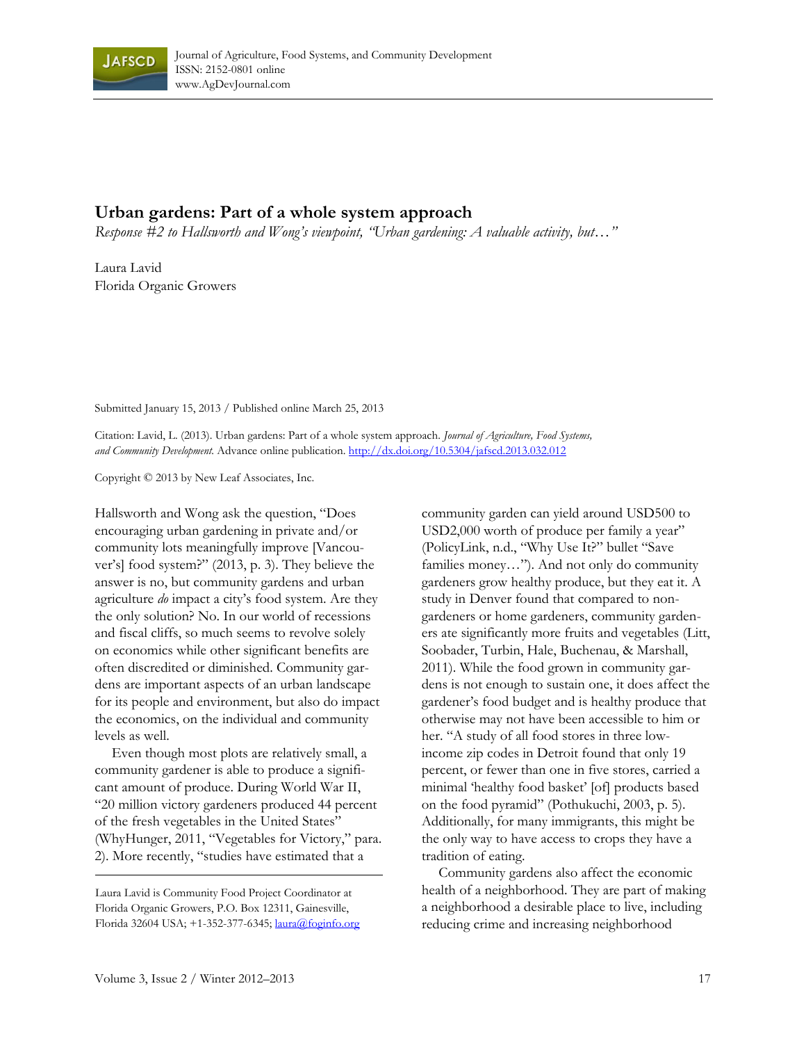# Urban gardens: Part of a whole system approach

*Response #2 to Hallsworth and Wong's viewpoint, "Urban gardening: A valuable activity, but…"*

Laura Lavid
Florida Organic Growers

Submitted January 15, 2013 / Published online March 25, 2013

Citation: Lavid, L. (2013). Urban gardens: Part of a whole system approach. *Journal of Agriculture, Food Systems, and Community Development.* Advance online publication. http://dx.doi.org/10.5304/jafscd.2013.032.012

Copyright © 2013 by New Leaf Associates, Inc.

Hallsworth and Wong ask the question, "Does encouraging urban gardening in private and/or community lots meaningfully improve [Vancouver's] food system?" (2013, p. 3). They believe the answer is no, but community gardens and urban agriculture *do* impact a city's food system. Are they the only solution? No. In our world of recessions and fiscal cliffs, so much seems to revolve solely on economics while other significant benefits are often discredited or diminished. Community gardens are important aspects of an urban landscape for its people and environment, but also do impact the economics, on the individual and community levels as well.

Even though most plots are relatively small, a community gardener is able to produce a significant amount of produce. During World War II, "20 million victory gardeners produced 44 percent of the fresh vegetables in the United States" (WhyHunger, 2011, "Vegetables for Victory," para. 2). More recently, "studies have estimated that a community garden can yield around USD500 to USD2,000 worth of produce per family a year" (PolicyLink, n.d., "Why Use It?" bullet "Save families money…"). And not only do community gardeners grow healthy produce, but they eat it. A study in Denver found that compared to non-gardeners or home gardeners, community gardeners ate significantly more fruits and vegetables (Litt, Soobader, Turbin, Hale, Buchenau, & Marshall, 2011). While the food grown in community gardens is not enough to sustain one, it does affect the gardener's food budget and is healthy produce that otherwise may not have been accessible to him or her. "A study of all food stores in three low-income zip codes in Detroit found that only 19 percent, or fewer than one in five stores, carried a minimal 'healthy food basket' [of] products based on the food pyramid" (Pothukuchi, 2003, p. 5). Additionally, for many immigrants, this might be the only way to have access to crops they have a tradition of eating.

Community gardens also affect the economic health of a neighborhood. They are part of making a neighborhood a desirable place to live, including reducing crime and increasing neighborhood

---

Laura Lavid is Community Food Project Coordinator at Florida Organic Growers, P.O. Box 12311, Gainesville, Florida 32604 USA; +1-352-377-6345; laura@foginfo.org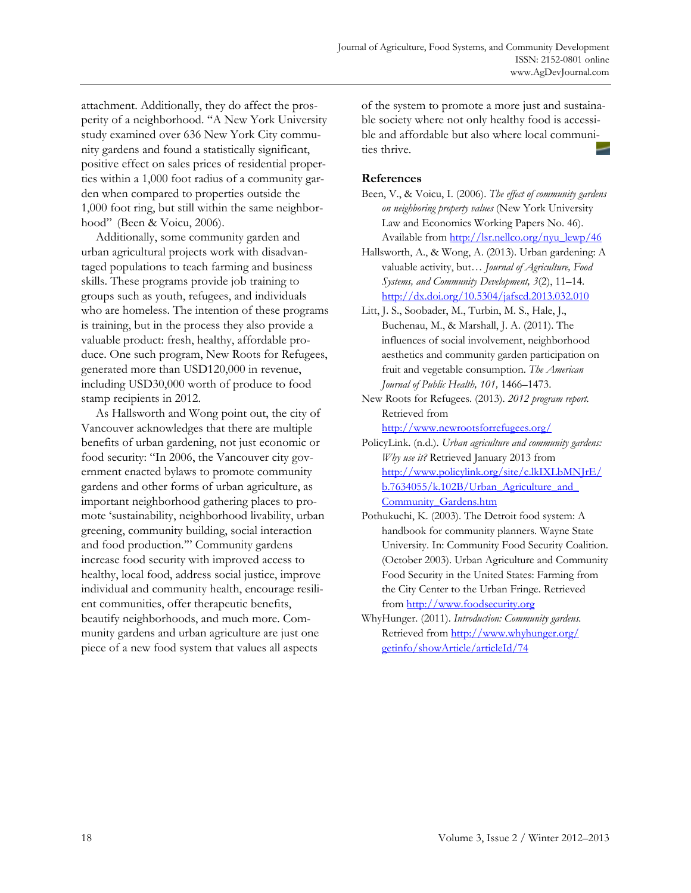attachment. Additionally, they do affect the prosperity of a neighborhood. "A New York University study examined over 636 New York City community gardens and found a statistically significant, positive effect on sales prices of residential properties within a 1,000 foot radius of a community garden when compared to properties outside the 1,000 foot ring, but still within the same neighborhood" (Been & Voicu, 2006).

Additionally, some community garden and urban agricultural projects work with disadvantaged populations to teach farming and business skills. These programs provide job training to groups such as youth, refugees, and individuals who are homeless. The intention of these programs is training, but in the process they also provide a valuable product: fresh, healthy, affordable produce. One such program, New Roots for Refugees, generated more than USD120,000 in revenue, including USD30,000 worth of produce to food stamp recipients in 2012.

As Hallsworth and Wong point out, the city of Vancouver acknowledges that there are multiple benefits of urban gardening, not just economic or food security: "In 2006, the Vancouver city government enacted bylaws to promote community gardens and other forms of urban agriculture, as important neighborhood gathering places to promote 'sustainability, neighborhood livability, urban greening, community building, social interaction and food production.'" Community gardens increase food security with improved access to healthy, local food, address social justice, improve individual and community health, encourage resilient communities, offer therapeutic benefits, beautify neighborhoods, and much more. Community gardens and urban agriculture are just one piece of a new food system that values all aspects of the system to promote a more just and sustainable society where not only healthy food is accessible and affordable but also where local communities thrive.

## References

Been, V., & Voicu, I. (2006). *The effect of community gardens on neighboring property values* (New York University Law and Economics Working Papers No. 46). Available from http://lsr.nellco.org/nyu_lewp/46

Hallsworth, A., & Wong, A. (2013). Urban gardening: A valuable activity, but… *Journal of Agriculture, Food Systems, and Community Development, 3*(2), 11–14. http://dx.doi.org/10.5304/jafscd.2013.032.010

Litt, J. S., Soobader, M., Turbin, M. S., Hale, J., Buchenau, M., & Marshall, J. A. (2011). The influences of social involvement, neighborhood aesthetics and community garden participation on fruit and vegetable consumption. *The American Journal of Public Health, 101,* 1466–1473.

New Roots for Refugees. (2013). *2012 program report.* Retrieved from http://www.newrootsforrefugees.org/

PolicyLink. (n.d.). *Urban agriculture and community gardens: Why use it?* Retrieved January 2013 from http://www.policylink.org/site/c.lkIXLbMNJrE/b.7634055/k.102B/Urban_Agriculture_and_Community_Gardens.htm

Pothukuchi, K. (2003). The Detroit food system: A handbook for community planners. Wayne State University. In: Community Food Security Coalition. (October 2003). Urban Agriculture and Community Food Security in the United States: Farming from the City Center to the Urban Fringe. Retrieved from http://www.foodsecurity.org

WhyHunger. (2011). *Introduction: Community gardens.* Retrieved from http://www.whyhunger.org/getinfo/showArticle/articleId/74